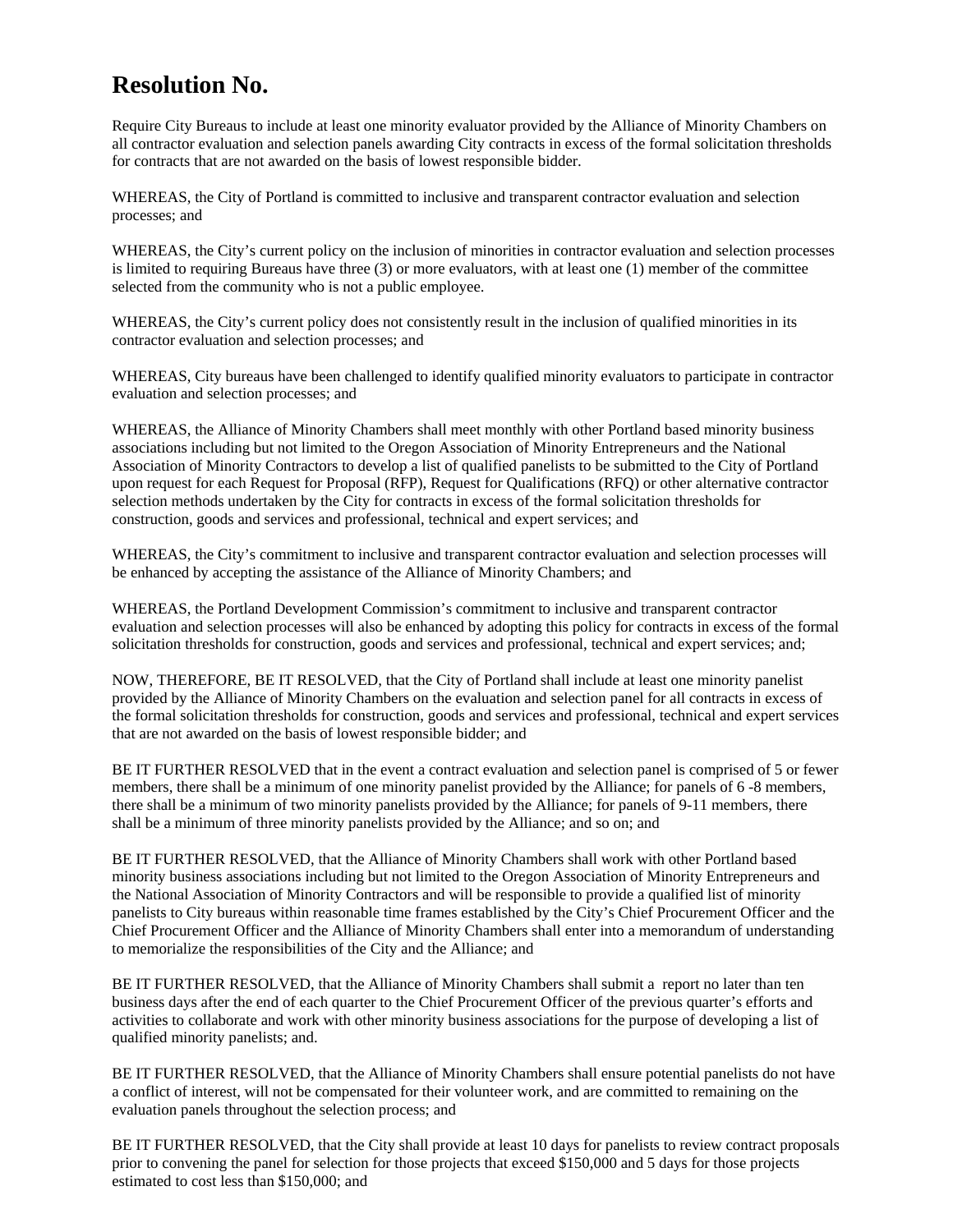# Resolution No.

Require City Bureaus to include at least one minority evaluator provided by the Alliance of Minority Chambers on all contractor evaluation and selection panels awarding City contracts in excess of the formal solicitation thresholds for contracts that are not awarded on the basis of lowest responsible bidder.

WHEREAS, the City of Portland is committed to inclusive and transparent contractor evaluation and selection processes; and

WHEREAS, the City's current policy on the inclusion of minorities in contractor evaluation and selection processes is limited to requiring Bureaus have three (3) or more evaluators, with at least one (1) member of the committee selected from the community who is not a public employee.

WHEREAS, the City's current policy does not consistently result in the inclusion of qualified minorities in its contractor evaluation and selection processes; and

WHEREAS, City bureaus have been challenged to identify qualified minority evaluators to participate in contractor evaluation and selection processes; and

WHEREAS, the Alliance of Minority Chambers shall meet monthly with other Portland based minority business associations including but not limited to the Oregon Association of Minority Entrepreneurs and the National Association of Minority Contractors to develop a list of qualified panelists to be submitted to the City of Portland upon request for each Request for Proposal (RFP), Request for Qualifications (RFQ) or other alternative contractor selection methods undertaken by the City for contracts in excess of the formal solicitation thresholds for construction, goods and services and professional, technical and expert services; and

WHEREAS, the City's commitment to inclusive and transparent contractor evaluation and selection processes will be enhanced by accepting the assistance of the Alliance of Minority Chambers; and

WHEREAS, the Portland Development Commission's commitment to inclusive and transparent contractor evaluation and selection processes will also be enhanced by adopting this policy for contracts in excess of the formal solicitation thresholds for construction, goods and services and professional, technical and expert services; and;

NOW, THEREFORE, BE IT RESOLVED, that the City of Portland shall include at least one minority panelist provided by the Alliance of Minority Chambers on the evaluation and selection panel for all contracts in excess of the formal solicitation thresholds for construction, goods and services and professional, technical and expert services that are not awarded on the basis of lowest responsible bidder; and

BE IT FURTHER RESOLVED that in the event a contract evaluation and selection panel is comprised of 5 or fewer members, there shall be a minimum of one minority panelist provided by the Alliance; for panels of 6 -8 members, there shall be a minimum of two minority panelists provided by the Alliance; for panels of 9-11 members, there shall be a minimum of three minority panelists provided by the Alliance; and so on; and

BE IT FURTHER RESOLVED, that the Alliance of Minority Chambers shall work with other Portland based minority business associations including but not limited to the Oregon Association of Minority Entrepreneurs and the National Association of Minority Contractors and will be responsible to provide a qualified list of minority panelists to City bureaus within reasonable time frames established by the City's Chief Procurement Officer and the Chief Procurement Officer and the Alliance of Minority Chambers shall enter into a memorandum of understanding to memorialize the responsibilities of the City and the Alliance; and

BE IT FURTHER RESOLVED, that the Alliance of Minority Chambers shall submit a report no later than ten business days after the end of each quarter to the Chief Procurement Officer of the previous quarter's efforts and activities to collaborate and work with other minority business associations for the purpose of developing a list of qualified minority panelists; and.

BE IT FURTHER RESOLVED, that the Alliance of Minority Chambers shall ensure potential panelists do not have a conflict of interest, will not be compensated for their volunteer work, and are committed to remaining on the evaluation panels throughout the selection process; and

BE IT FURTHER RESOLVED, that the City shall provide at least 10 days for panelists to review contract proposals prior to convening the panel for selection for those projects that exceed $150,000 and 5 days for those projects estimated to cost less than $150,000; and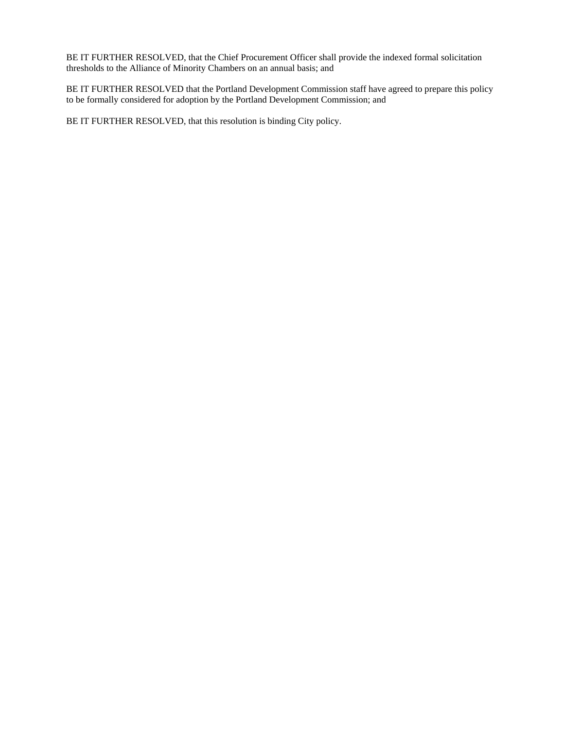BE IT FURTHER RESOLVED, that the Chief Procurement Officer shall provide the indexed formal solicitation thresholds to the Alliance of Minority Chambers on an annual basis; and

BE IT FURTHER RESOLVED that the Portland Development Commission staff have agreed to prepare this policy to be formally considered for adoption by the Portland Development Commission; and

BE IT FURTHER RESOLVED, that this resolution is binding City policy.